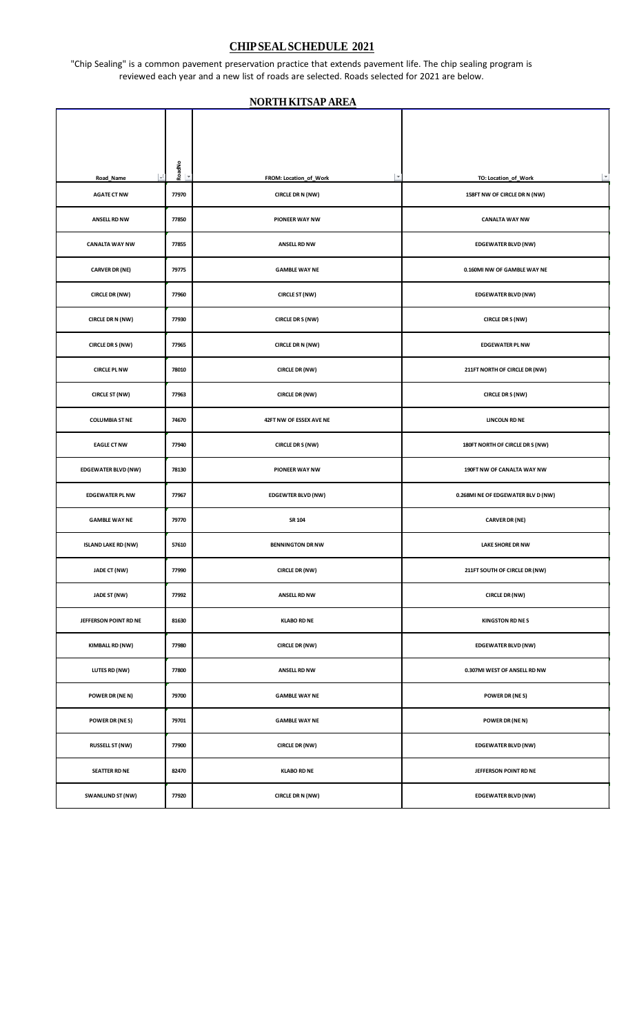# CHIP SEAL SCHEDULE 2021

"Chip Sealing" is a common pavement preservation practice that extends pavement life. The chip sealing program is reviewed each year and a new list of roads are selected. Roads selected for 2021 are below.

## NORTH KITSAP AREA

| Road_Name | RoadNo | FROM: Location_of_Work | TO: Location_of_Work |
|---|---|---|---|
| AGATE CT NW | 77970 | CIRCLE DR N (NW) | 158FT NW OF CIRCLE DR N (NW) |
| ANSELL RD NW | 77850 | PIONEER WAY NW | CANALTA WAY NW |
| CANALTA WAY NW | 77855 | ANSELL RD NW | EDGEWATER BLVD (NW) |
| CARVER DR (NE) | 79775 | GAMBLE WAY NE | 0.160MI NW OF GAMBLE WAY NE |
| CIRCLE DR (NW) | 77960 | CIRCLE ST (NW) | EDGEWATER BLVD (NW) |
| CIRCLE DR N (NW) | 77930 | CIRCLE DR S (NW) | CIRCLE DR S (NW) |
| CIRCLE DR S (NW) | 77965 | CIRCLE DR N (NW) | EDGEWATER PL NW |
| CIRCLE PL NW | 78010 | CIRCLE DR (NW) | 211FT NORTH OF CIRCLE DR (NW) |
| CIRCLE ST (NW) | 77963 | CIRCLE DR (NW) | CIRCLE DR S (NW) |
| COLUMBIA ST NE | 74670 | 42FT NW OF ESSEX AVE NE | LINCOLN RD NE |
| EAGLE CT NW | 77940 | CIRCLE DR S (NW) | 180FT NORTH OF CIRCLE DR S (NW) |
| EDGEWATER BLVD (NW) | 78130 | PIONEER WAY NW | 190FT NW OF CANALTA WAY NW |
| EDGEWATER PL NW | 77967 | EDGEWTER BLVD (NW) | 0.268MI NE OF EDGEWATER BLV D (NW) |
| GAMBLE WAY NE | 79770 | SR 104 | CARVER DR (NE) |
| ISLAND LAKE RD (NW) | 57610 | BENNINGTON DR NW | LAKE SHORE DR NW |
| JADE CT (NW) | 77990 | CIRCLE DR (NW) | 211FT SOUTH OF CIRCLE DR (NW) |
| JADE ST (NW) | 77992 | ANSELL RD NW | CIRCLE DR (NW) |
| JEFFERSON POINT RD NE | 81630 | KLABO RD NE | KINGSTON RD NE S |
| KIMBALL RD (NW) | 77980 | CIRCLE DR (NW) | EDGEWATER BLVD (NW) |
| LUTES RD (NW) | 77800 | ANSELL RD NW | 0.307MI WEST OF ANSELL RD NW |
| POWER DR (NE N) | 79700 | GAMBLE WAY NE | POWER DR (NE S) |
| POWER DR (NE S) | 79701 | GAMBLE WAY NE | POWER DR (NE N) |
| RUSSELL ST (NW) | 77900 | CIRCLE DR (NW) | EDGEWATER BLVD (NW) |
| SEATTER RD NE | 82470 | KLABO RD NE | JEFFERSON POINT RD NE |
| SWANLUND ST (NW) | 77920 | CIRCLE DR N (NW) | EDGEWATER BLVD (NW) |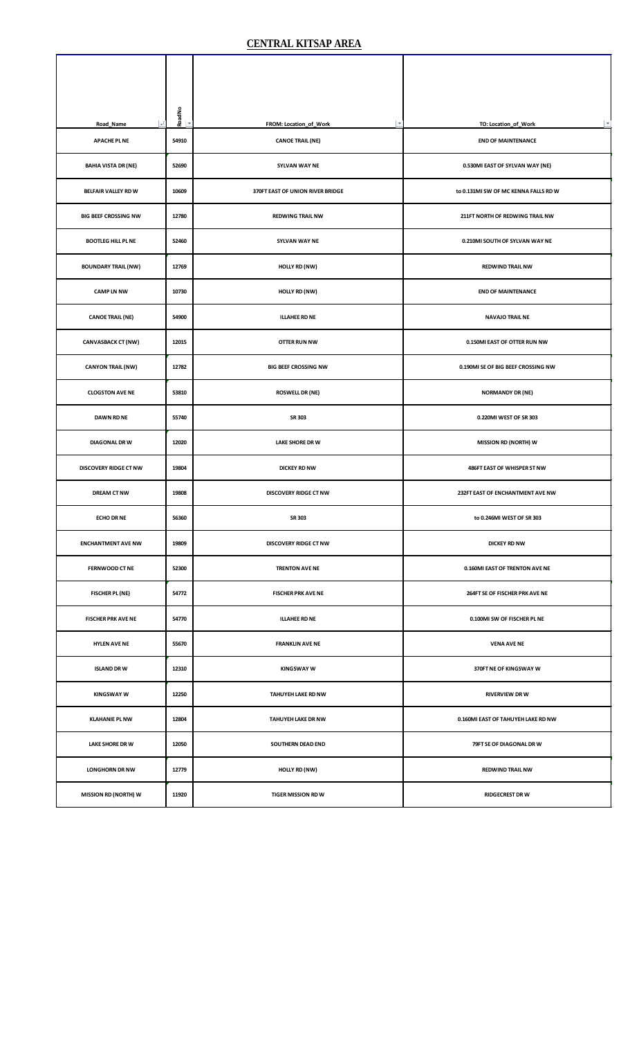## CENTRAL KITSAP AREA

| Road_Name | RoadNo | FROM: Location_of_Work | TO: Location_of_Work |
|---|---|---|---|
| APACHE PL NE | 54910 | CANOE TRAIL (NE) | END OF MAINTENANCE |
| BAHIA VISTA DR (NE) | 52690 | SYLVAN WAY NE | 0.530MI EAST OF SYLVAN WAY (NE) |
| BELFAIR VALLEY RD W | 10609 | 370FT EAST OF UNION RIVER BRIDGE | to 0.131MI SW OF MC KENNA FALLS RD W |
| BIG BEEF CROSSING NW | 12780 | REDWING TRAIL NW | 211FT NORTH OF REDWING TRAIL NW |
| BOOTLEG HILL PL NE | 52460 | SYLVAN WAY NE | 0.210MI SOUTH OF SYLVAN WAY NE |
| BOUNDARY TRAIL (NW) | 12769 | HOLLY RD (NW) | REDWIND TRAIL NW |
| CAMP LN NW | 10730 | HOLLY RD (NW) | END OF MAINTENANCE |
| CANOE TRAIL (NE) | 54900 | ILLAHEE RD NE | NAVAJO TRAIL NE |
| CANVASBACK CT (NW) | 12015 | OTTER RUN NW | 0.150MI EAST OF OTTER RUN NW |
| CANYON TRAIL (NW) | 12782 | BIG BEEF CROSSING NW | 0.190MI SE OF BIG BEEF CROSSING NW |
| CLOGSTON AVE NE | 53810 | ROSWELL DR (NE) | NORMANDY DR (NE) |
| DAWN RD NE | 55740 | SR 303 | 0.220MI WEST OF SR 303 |
| DIAGONAL DR W | 12020 | LAKE SHORE DR W | MISSION RD (NORTH) W |
| DISCOVERY RIDGE CT NW | 19804 | DICKEY RD NW | 486FT EAST OF WHISPER ST NW |
| DREAM CT NW | 19808 | DISCOVERY RIDGE CT NW | 232FT EAST OF ENCHANTMENT AVE NW |
| ECHO DR NE | 56360 | SR 303 | to 0.246MI WEST OF SR 303 |
| ENCHANTMENT AVE NW | 19809 | DISCOVERY RIDGE CT NW | DICKEY RD NW |
| FERNWOOD CT NE | 52300 | TRENTON AVE NE | 0.160MI EAST OF TRENTON AVE NE |
| FISCHER PL (NE) | 54772 | FISCHER PRK AVE NE | 264FT SE OF FISCHER PRK AVE NE |
| FISCHER PRK AVE NE | 54770 | ILLAHEE RD NE | 0.100MI SW OF FISCHER PL NE |
| HYLEN AVE NE | 55670 | FRANKLIN AVE NE | VENA AVE NE |
| ISLAND DR W | 12310 | KINGSWAY W | 370FT NE OF KINGSWAY W |
| KINGSWAY W | 12250 | TAHUYEH LAKE RD NW | RIVERVIEW DR W |
| KLAHANIE PL NW | 12804 | TAHUYEH LAKE DR NW | 0.160MI EAST OF TAHUYEH LAKE RD NW |
| LAKE SHORE DR W | 12050 | SOUTHERN DEAD END | 79FT SE OF DIAGONAL DR W |
| LONGHORN DR NW | 12779 | HOLLY RD (NW) | REDWIND TRAIL NW |
| MISSION RD (NORTH) W | 11920 | TIGER MISSION RD W | RIDGECREST DR W |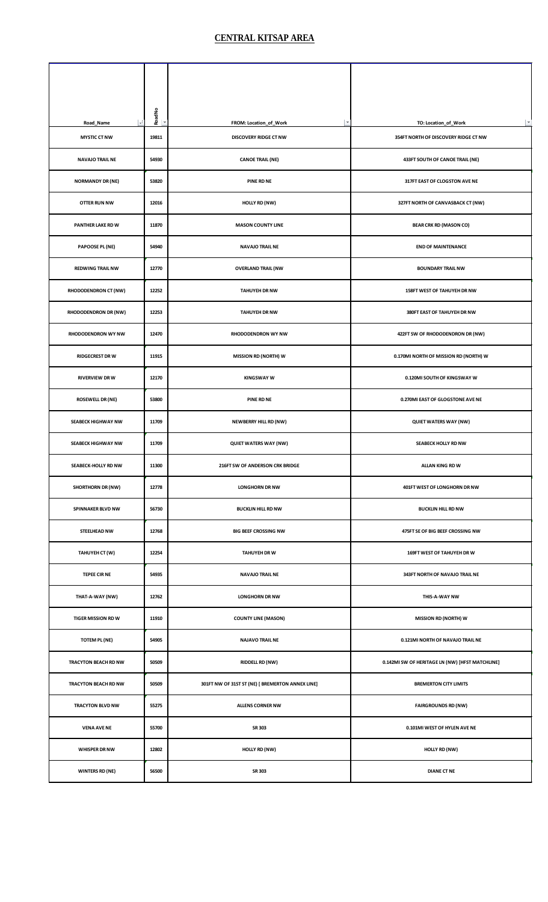## CENTRAL KITSAP AREA

| Road_Name | RoadNo | FROM: Location_of_Work | TO: Location_of_Work |
|---|---|---|---|
| MYSTIC CT NW | 19811 | DISCOVERY RIDGE CT NW | 354FT NORTH OF DISCOVERY RIDGE CT NW |
| NAVAJO TRAIL NE | 54930 | CANOE TRAIL (NE) | 433FT SOUTH OF CANOE TRAIL (NE) |
| NORMANDY DR (NE) | 53820 | PINE RD NE | 317FT EAST OF CLOGSTON AVE NE |
| OTTER RUN NW | 12016 | HOLLY RD (NW) | 327FT NORTH OF CANVASBACK CT (NW) |
| PANTHER LAKE RD W | 11870 | MASON COUNTY LINE | BEAR CRK RD (MASON CO) |
| PAPOOSE PL (NE) | 54940 | NAVAJO TRAIL NE | END OF MAINTENANCE |
| REDWING TRAIL NW | 12770 | OVERLAND TRAIL (NW | BOUNDARY TRAIL NW |
| RHODODENDRON CT (NW) | 12252 | TAHUYEH DR NW | 158FT WEST OF TAHUYEH DR NW |
| RHODODENDRON DR (NW) | 12253 | TAHUYEH DR NW | 380FT EAST OF TAHUYEH DR NW |
| RHODODENDRON WY NW | 12470 | RHODODENDRON WY NW | 422FT SW OF RHODODENDRON DR (NW) |
| RIDGECREST DR W | 11915 | MISSION RD (NORTH) W | 0.170MI NORTH OF MISSION RD (NORTH) W |
| RIVERVIEW DR W | 12170 | KINGSWAY W | 0.120MI SOUTH OF KINGSWAY W |
| ROSEWELL DR (NE) | 53800 | PINE RD NE | 0.270MI EAST OF GLOGSTONE AVE NE |
| SEABECK HIGHWAY NW | 11709 | NEWBERRY HILL RD (NW) | QUIET WATERS WAY (NW) |
| SEABECK HIGHWAY NW | 11709 | QUIET WATERS WAY (NW) | SEABECK HOLLY RD NW |
| SEABECK-HOLLY RD NW | 11300 | 216FT SW OF ANDERSON CRK BRIDGE | ALLAN KING RD W |
| SHORTHORN DR (NW) | 12778 | LONGHORN DR NW | 401FT WEST OF LONGHORN DR NW |
| SPINNAKER BLVD NW | 56730 | BUCKLIN HILL RD NW | BUCKLIN HILL RD NW |
| STEELHEAD NW | 12768 | BIG BEEF CROSSING NW | 475FT SE OF BIG BEEF CROSSING NW |
| TAHUYEH CT (W) | 12254 | TAHUYEH DR W | 169FT WEST OF TAHUYEH DR W |
| TEPEE CIR NE | 54935 | NAVAJO TRAIL NE | 343FT NORTH OF NAVAJO TRAIL NE |
| THAT-A-WAY (NW) | 12762 | LONGHORN DR NW | THIS-A-WAY NW |
| TIGER MISSION RD W | 11910 | COUNTY LINE (MASON) | MISSION RD (NORTH) W |
| TOTEM PL (NE) | 54905 | NAJAVO TRAIL NE | 0.121MI NORTH OF NAVAJO TRAIL NE |
| TRACYTON BEACH RD NW | 50509 | RIDDELL RD (NW) | 0.142MI SW OF HERITAGE LN (NW) [HFST MATCHLINE] |
| TRACYTON BEACH RD NW | 50509 | 301FT NW OF 31ST ST (NE) [ BREMERTON ANNEX LINE] | BREMERTON CITY LIMITS |
| TRACYTON BLVD NW | 55275 | ALLENS CORNER NW | FAIRGROUNDS RD (NW) |
| VENA AVE NE | 55700 | SR 303 | 0.101MI WEST OF HYLEN AVE NE |
| WHISPER DR NW | 12802 | HOLLY RD (NW) | HOLLY RD (NW) |
| WINTERS RD (NE) | 56500 | SR 303 | DIANE CT NE |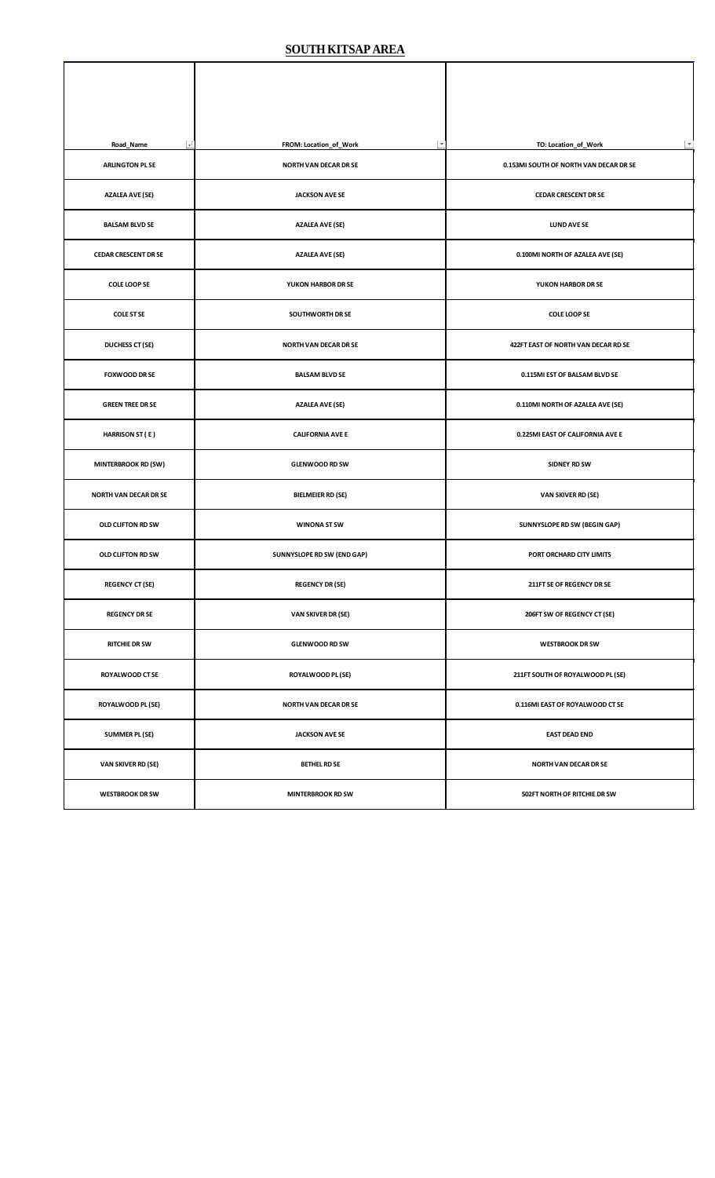## SOUTH KITSAP AREA

| Road_Name | FROM: Location_of_Work | TO: Location_of_Work |
|---|---|---|
| ARLINGTON PL SE | NORTH VAN DECAR DR SE | 0.153MI SOUTH OF NORTH VAN DECAR DR SE |
| AZALEA AVE (SE) | JACKSON AVE SE | CEDAR CRESCENT DR SE |
| BALSAM BLVD SE | AZALEA AVE (SE) | LUND AVE SE |
| CEDAR CRESCENT DR SE | AZALEA AVE (SE) | 0.100MI NORTH OF AZALEA AVE (SE) |
| COLE LOOP SE | YUKON HARBOR DR SE | YUKON HARBOR DR SE |
| COLE ST SE | SOUTHWORTH DR SE | COLE LOOP SE |
| DUCHESS CT (SE) | NORTH VAN DECAR DR SE | 422FT EAST OF NORTH VAN DECAR RD SE |
| FOXWOOD DR SE | BALSAM BLVD SE | 0.115MI EST OF BALSAM BLVD SE |
| GREEN TREE DR SE | AZALEA AVE (SE) | 0.110MI NORTH OF AZALEA AVE (SE) |
| HARRISON ST ( E ) | CALIFORNIA AVE E | 0.225MI EAST OF CALIFORNIA AVE E |
| MINTERBROOK RD (SW) | GLENWOOD RD SW | SIDNEY RD SW |
| NORTH VAN DECAR DR SE | BIELMEIER RD (SE) | VAN SKIVER RD (SE) |
| OLD CLIFTON RD SW | WINONA ST SW | SUNNYSLOPE RD SW (BEGIN GAP) |
| OLD CLIFTON RD SW | SUNNYSLOPE RD SW (END GAP) | PORT ORCHARD CITY LIMITS |
| REGENCY CT (SE) | REGENCY DR (SE) | 211FT SE OF REGENCY DR SE |
| REGENCY DR SE | VAN SKIVER DR (SE) | 206FT SW OF REGENCY CT (SE) |
| RITCHIE DR SW | GLENWOOD RD SW | WESTBROOK DR SW |
| ROYALWOOD CT SE | ROYALWOOD PL (SE) | 211FT SOUTH OF ROYALWOOD PL (SE) |
| ROYALWOOD PL (SE) | NORTH VAN DECAR DR SE | 0.116MI EAST OF ROYALWOOD CT SE |
| SUMMER PL (SE) | JACKSON AVE SE | EAST DEAD END |
| VAN SKIVER RD (SE) | BETHEL RD SE | NORTH VAN DECAR DR SE |
| WESTBROOK DR SW | MINTERBROOK RD SW | 502FT NORTH OF RITCHIE DR SW |